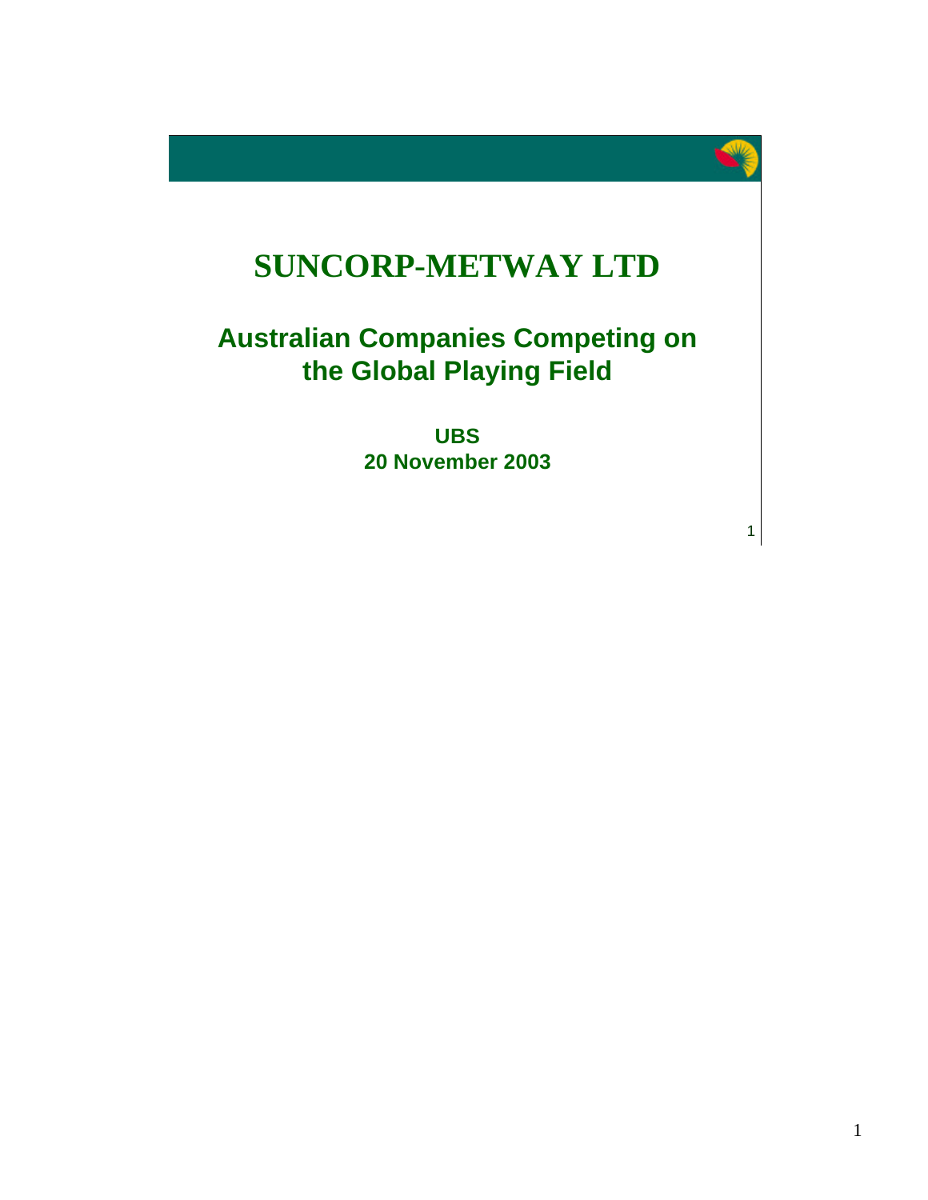# SUNCORP-METWAY LTD

## Australian Companies Competing on the Global Playing Field

**UBS**
**20 November 2003**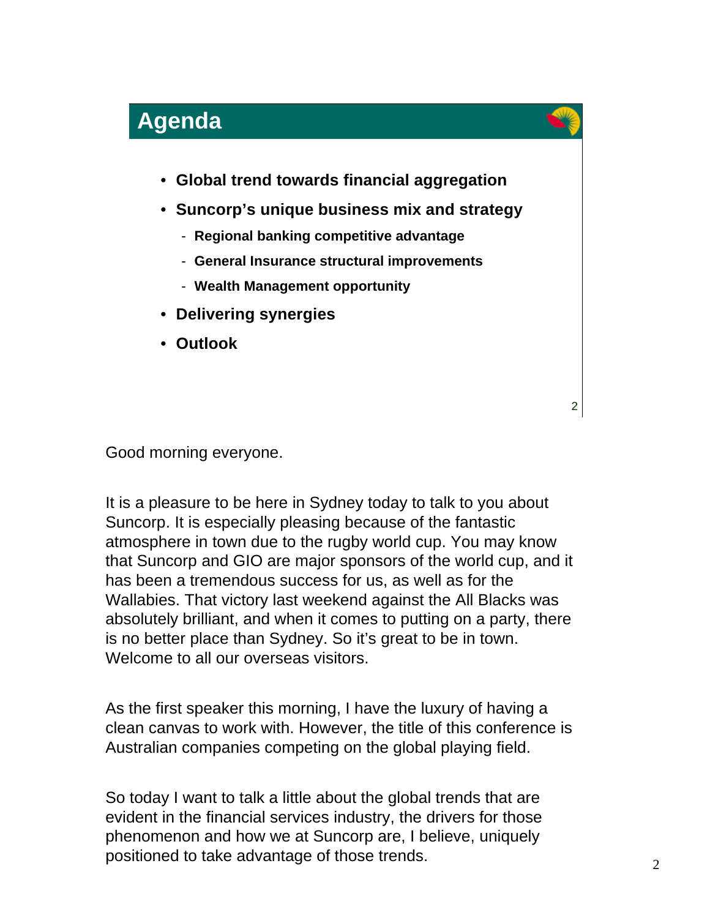## Agenda

- **Global trend towards financial aggregation**
- **Suncorp's unique business mix and strategy**
  - **Regional banking competitive advantage**
  - **General Insurance structural improvements**
  - **Wealth Management opportunity**
- **Delivering synergies**
- **Outlook**

Good morning everyone.

It is a pleasure to be here in Sydney today to talk to you about Suncorp. It is especially pleasing because of the fantastic atmosphere in town due to the rugby world cup. You may know that Suncorp and GIO are major sponsors of the world cup, and it has been a tremendous success for us, as well as for the Wallabies. That victory last weekend against the All Blacks was absolutely brilliant, and when it comes to putting on a party, there is no better place than Sydney. So it's great to be in town. Welcome to all our overseas visitors.

As the first speaker this morning, I have the luxury of having a clean canvas to work with. However, the title of this conference is Australian companies competing on the global playing field.

So today I want to talk a little about the global trends that are evident in the financial services industry, the drivers for those phenomenon and how we at Suncorp are, I believe, uniquely positioned to take advantage of those trends.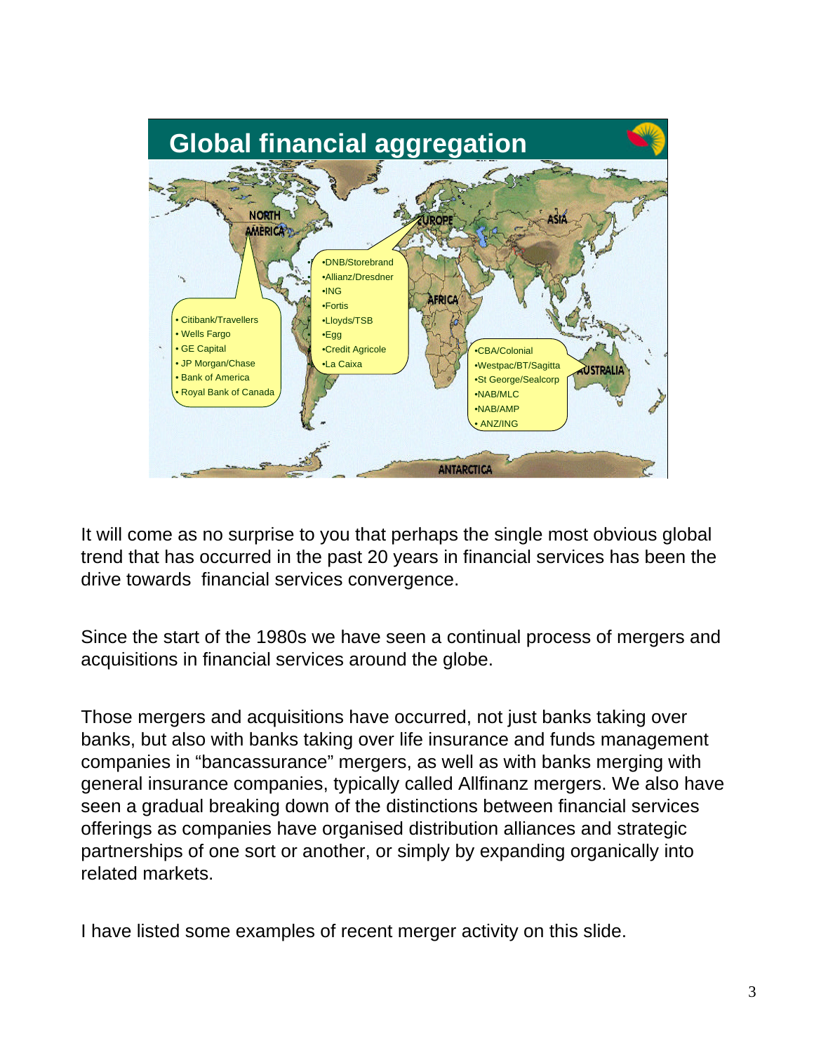# Global financial aggregation

**North America**

- Citibank/Travellers
- Wells Fargo
- GE Capital
- JP Morgan/Chase
- Bank of America
- Royal Bank of Canada

**Europe**

- DNB/Storebrand
- Allianz/Dresdner
- ING
- Fortis
- Lloyds/TSB
- Egg
- Credit Agricole
- La Caixa

**Australia**

- CBA/Colonial
- Westpac/BT/Sagitta
- St George/Sealcorp
- NAB/MLC
- NAB/AMP
- ANZ/ING

It will come as no surprise to you that perhaps the single most obvious global trend that has occurred in the past 20 years in financial services has been the drive towards financial services convergence.

Since the start of the 1980s we have seen a continual process of mergers and acquisitions in financial services around the globe.

Those mergers and acquisitions have occurred, not just banks taking over banks, but also with banks taking over life insurance and funds management companies in "bancassurance" mergers, as well as with banks merging with general insurance companies, typically called Allfinanz mergers. We also have seen a gradual breaking down of the distinctions between financial services offerings as companies have organised distribution alliances and strategic partnerships of one sort or another, or simply by expanding organically into related markets.

I have listed some examples of recent merger activity on this slide.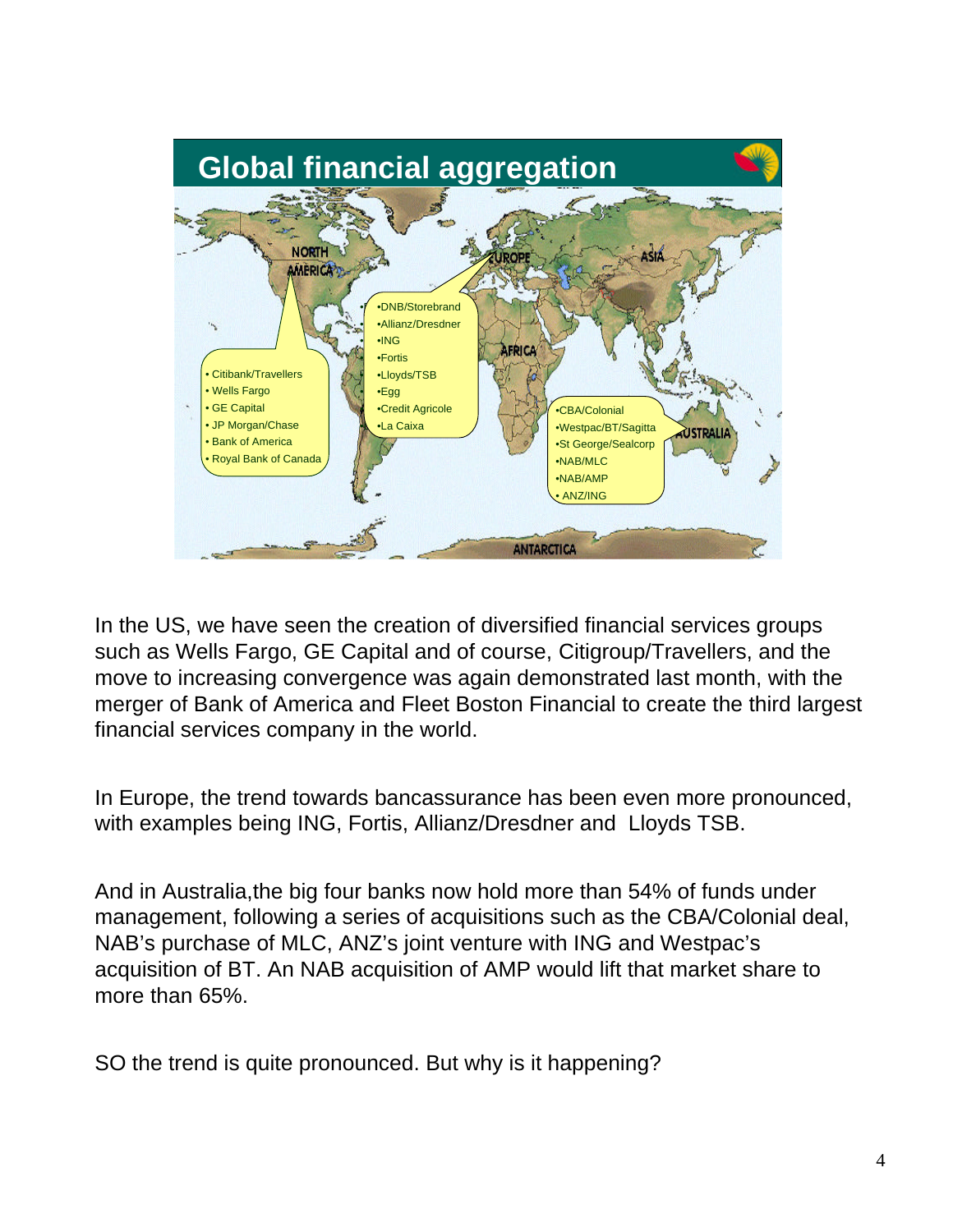## Global financial aggregation

**North America**

- Citibank/Travellers
- Wells Fargo
- GE Capital
- JP Morgan/Chase
- Bank of America
- Royal Bank of Canada

**Europe**

- DNB/Storebrand
- Allianz/Dresdner
- ING
- Fortis
- Lloyds/TSB
- Egg
- Credit Agricole
- La Caixa

**Australia**

- CBA/Colonial
- Westpac/BT/Sagitta
- St George/Sealcorp
- NAB/MLC
- NAB/AMP
- ANZ/ING

In the US, we have seen the creation of diversified financial services groups such as Wells Fargo, GE Capital and of course, Citigroup/Travellers, and the move to increasing convergence was again demonstrated last month, with the merger of Bank of America and Fleet Boston Financial to create the third largest financial services company in the world.

In Europe, the trend towards bancassurance has been even more pronounced, with examples being ING, Fortis, Allianz/Dresdner and Lloyds TSB.

And in Australia,the big four banks now hold more than 54% of funds under management, following a series of acquisitions such as the CBA/Colonial deal, NAB's purchase of MLC, ANZ's joint venture with ING and Westpac's acquisition of BT. An NAB acquisition of AMP would lift that market share to more than 65%.

SO the trend is quite pronounced. But why is it happening?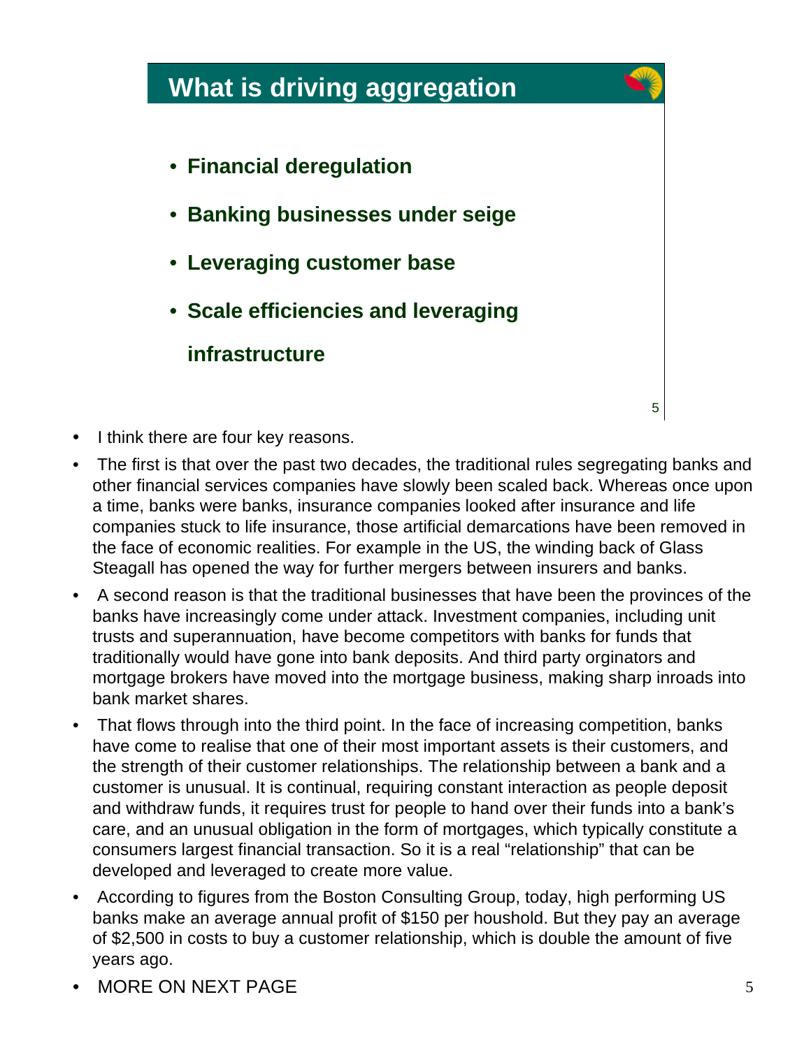## What is driving aggregation

- **Financial deregulation**
- **Banking businesses under seige**
- **Leveraging customer base**
- **Scale efficiencies and leveraging infrastructure**

- I think there are four key reasons.
- The first is that over the past two decades, the traditional rules segregating banks and other financial services companies have slowly been scaled back. Whereas once upon a time, banks were banks, insurance companies looked after insurance and life companies stuck to life insurance, those artificial demarcations have been removed in the face of economic realities. For example in the US, the winding back of Glass Steagall has opened the way for further mergers between insurers and banks.
- A second reason is that the traditional businesses that have been the provinces of the banks have increasingly come under attack. Investment companies, including unit trusts and superannuation, have become competitors with banks for funds that traditionally would have gone into bank deposits. And third party orginators and mortgage brokers have moved into the mortgage business, making sharp inroads into bank market shares.
- That flows through into the third point. In the face of increasing competition, banks have come to realise that one of their most important assets is their customers, and the strength of their customer relationships. The relationship between a bank and a customer is unusual. It is continual, requiring constant interaction as people deposit and withdraw funds, it requires trust for people to hand over their funds into a bank's care, and an unusual obligation in the form of mortgages, which typically constitute a consumers largest financial transaction. So it is a real "relationship" that can be developed and leveraged to create more value.
- According to figures from the Boston Consulting Group, today, high performing US banks make an average annual profit of $150 per houshold. But they pay an average of $2,500 in costs to buy a customer relationship, which is double the amount of five years ago.
- MORE ON NEXT PAGE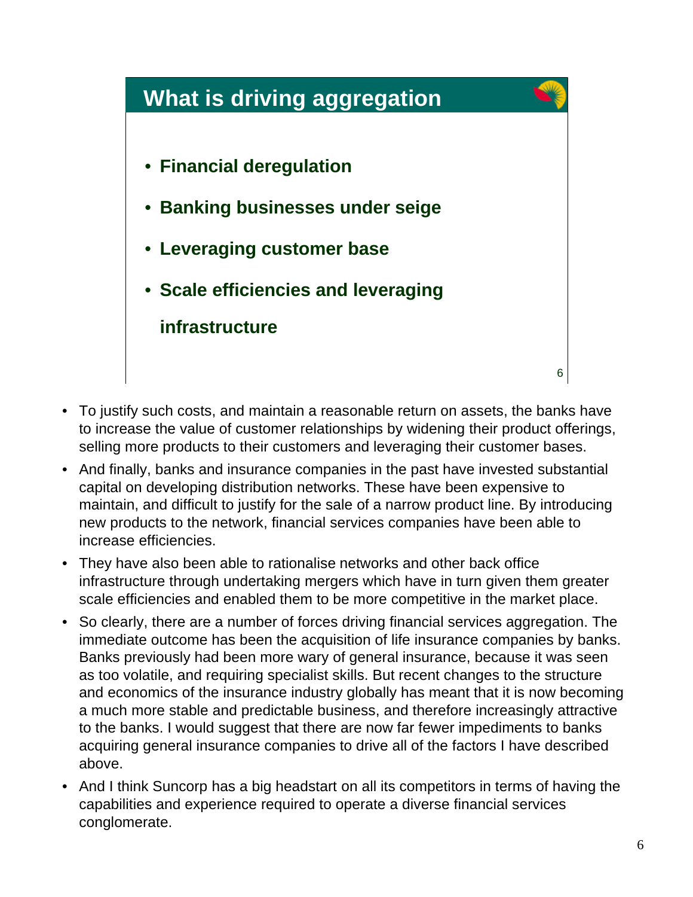## What is driving aggregation

- **Financial deregulation**
- **Banking businesses under seige**
- **Leveraging customer base**
- **Scale efficiencies and leveraging infrastructure**

---

- To justify such costs, and maintain a reasonable return on assets, the banks have to increase the value of customer relationships by widening their product offerings, selling more products to their customers and leveraging their customer bases.
- And finally, banks and insurance companies in the past have invested substantial capital on developing distribution networks. These have been expensive to maintain, and difficult to justify for the sale of a narrow product line. By introducing new products to the network, financial services companies have been able to increase efficiencies.
- They have also been able to rationalise networks and other back office infrastructure through undertaking mergers which have in turn given them greater scale efficiencies and enabled them to be more competitive in the market place.
- So clearly, there are a number of forces driving financial services aggregation. The immediate outcome has been the acquisition of life insurance companies by banks. Banks previously had been more wary of general insurance, because it was seen as too volatile, and requiring specialist skills. But recent changes to the structure and economics of the insurance industry globally has meant that it is now becoming a much more stable and predictable business, and therefore increasingly attractive to the banks. I would suggest that there are now far fewer impediments to banks acquiring general insurance companies to drive all of the factors I have described above.
- And I think Suncorp has a big headstart on all its competitors in terms of having the capabilities and experience required to operate a diverse financial services conglomerate.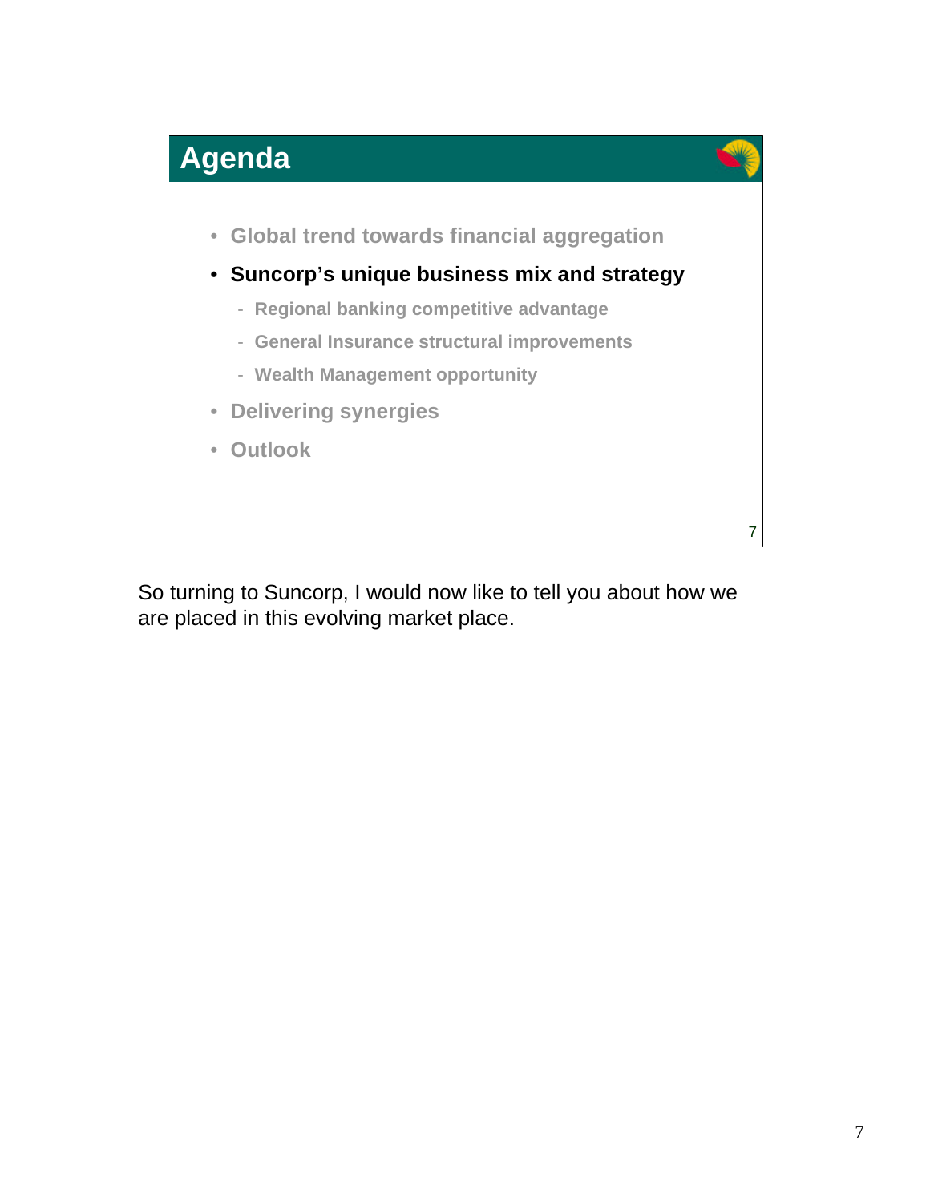## Agenda

- Global trend towards financial aggregation
- **Suncorp's unique business mix and strategy**
  - Regional banking competitive advantage
  - General Insurance structural improvements
  - Wealth Management opportunity
- Delivering synergies
- Outlook

So turning to Suncorp, I would now like to tell you about how we are placed in this evolving market place.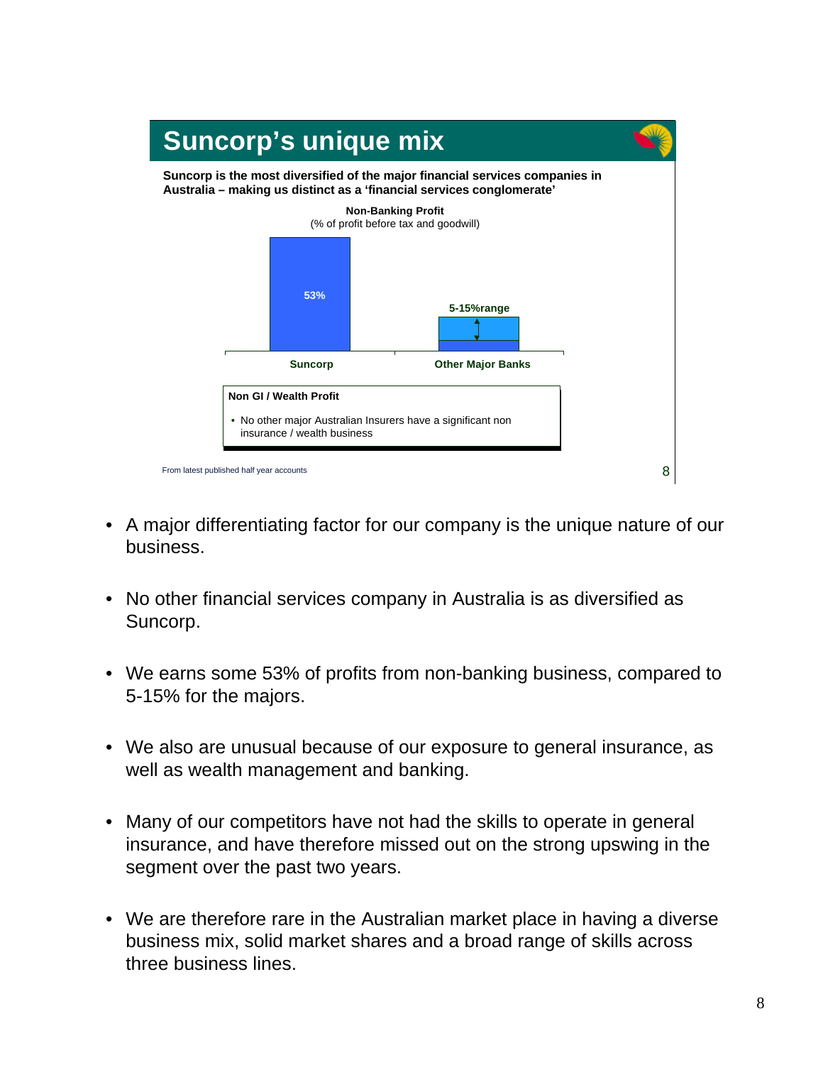## Suncorp's unique mix

**Suncorp is the most diversified of the major financial services companies in Australia – making us distinct as a 'financial services conglomerate'**

**Non-Banking Profit**
(% of profit before tax and goodwill)

| | Suncorp | Other Major Banks |
|---|---|---|
| Non-Banking Profit | 53% | 5-15%range |

**Non GI / Wealth Profit**

- No other major Australian Insurers have a significant non insurance / wealth business

From latest published half year accounts

- A major differentiating factor for our company is the unique nature of our business.
- No other financial services company in Australia is as diversified as Suncorp.
- We earns some 53% of profits from non-banking business, compared to 5-15% for the majors.
- We also are unusual because of our exposure to general insurance, as well as wealth management and banking.
- Many of our competitors have not had the skills to operate in general insurance, and have therefore missed out on the strong upswing in the segment over the past two years.
- We are therefore rare in the Australian market place in having a diverse business mix, solid market shares and a broad range of skills across three business lines.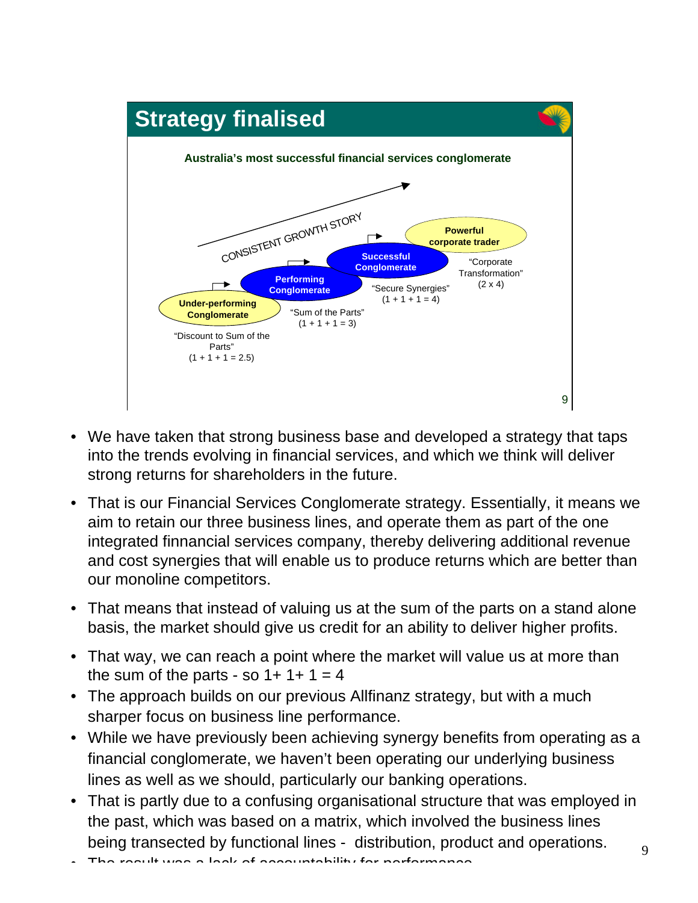## Strategy finalised

**Australia's most successful financial services conglomerate**

CONSISTENT GROWTH STORY

**Under-performing Conglomerate**
"Discount to Sum of the Parts"
(1 + 1 + 1 = 2.5)

**Performing Conglomerate**
"Sum of the Parts"
(1 + 1 + 1 = 3)

**Successful Conglomerate**
"Secure Synergies"
(1 + 1 + 1 = 4)

**Powerful corporate trader**
"Corporate Transformation"
(2 x 4)

- We have taken that strong business base and developed a strategy that taps into the trends evolving in financial services, and which we think will deliver strong returns for shareholders in the future.
- That is our Financial Services Conglomerate strategy. Essentially, it means we aim to retain our three business lines, and operate them as part of the one integrated finnancial services company, thereby delivering additional revenue and cost synergies that will enable us to produce returns which are better than our monoline competitors.
- That means that instead of valuing us at the sum of the parts on a stand alone basis, the market should give us credit for an ability to deliver higher profits.
- That way, we can reach a point where the market will value us at more than the sum of the parts - so 1+ 1+ 1 = 4
- The approach builds on our previous Allfinanz strategy, but with a much sharper focus on business line performance.
- While we have previously been achieving synergy benefits from operating as a financial conglomerate, we haven't been operating our underlying business lines as well as we should, particularly our banking operations.
- That is partly due to a confusing organisational structure that was employed in the past, which was based on a matrix, which involved the business lines being transected by functional lines - distribution, product and operations.
- The result was a lack of accountability for performance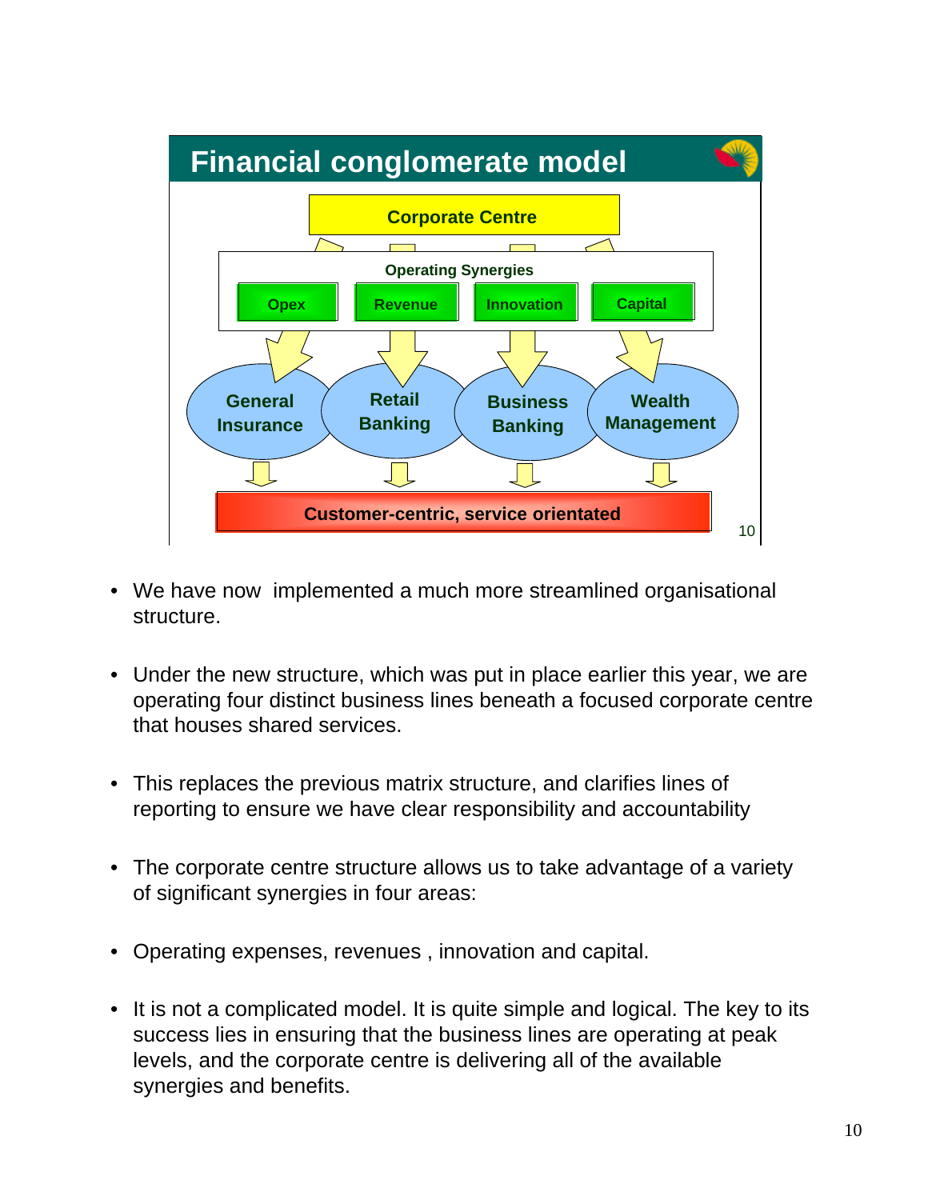## Financial conglomerate model

Corporate Centre

Operating Synergies

Opex | Revenue | Innovation | Capital

General Insurance | Retail Banking | Business Banking | Wealth Management

Customer-centric, service orientated

- We have now implemented a much more streamlined organisational structure.

- Under the new structure, which was put in place earlier this year, we are operating four distinct business lines beneath a focused corporate centre that houses shared services.

- This replaces the previous matrix structure, and clarifies lines of reporting to ensure we have clear responsibility and accountability

- The corporate centre structure allows us to take advantage of a variety of significant synergies in four areas:

- Operating expenses, revenues , innovation and capital.

- It is not a complicated model. It is quite simple and logical. The key to its success lies in ensuring that the business lines are operating at peak levels, and the corporate centre is delivering all of the available synergies and benefits.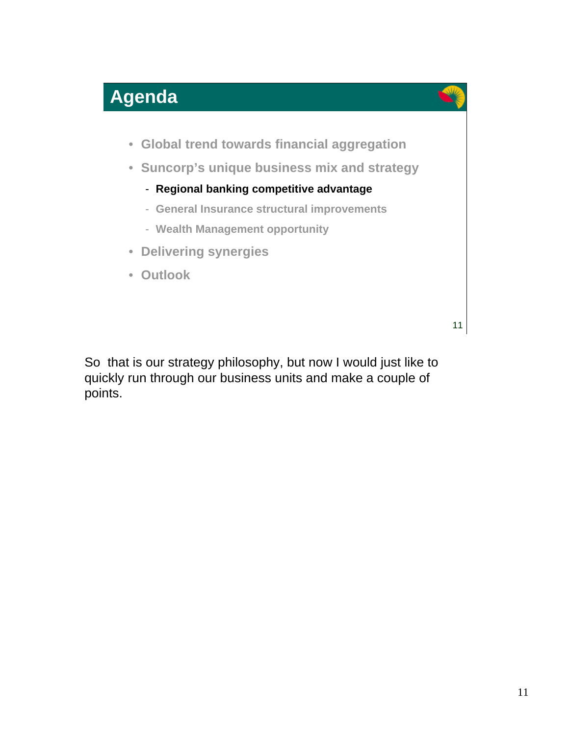## Agenda

- Global trend towards financial aggregation
- Suncorp's unique business mix and strategy
  - **Regional banking competitive advantage**
  - General Insurance structural improvements
  - Wealth Management opportunity
- Delivering synergies
- Outlook

So that is our strategy philosophy, but now I would just like to quickly run through our business units and make a couple of points.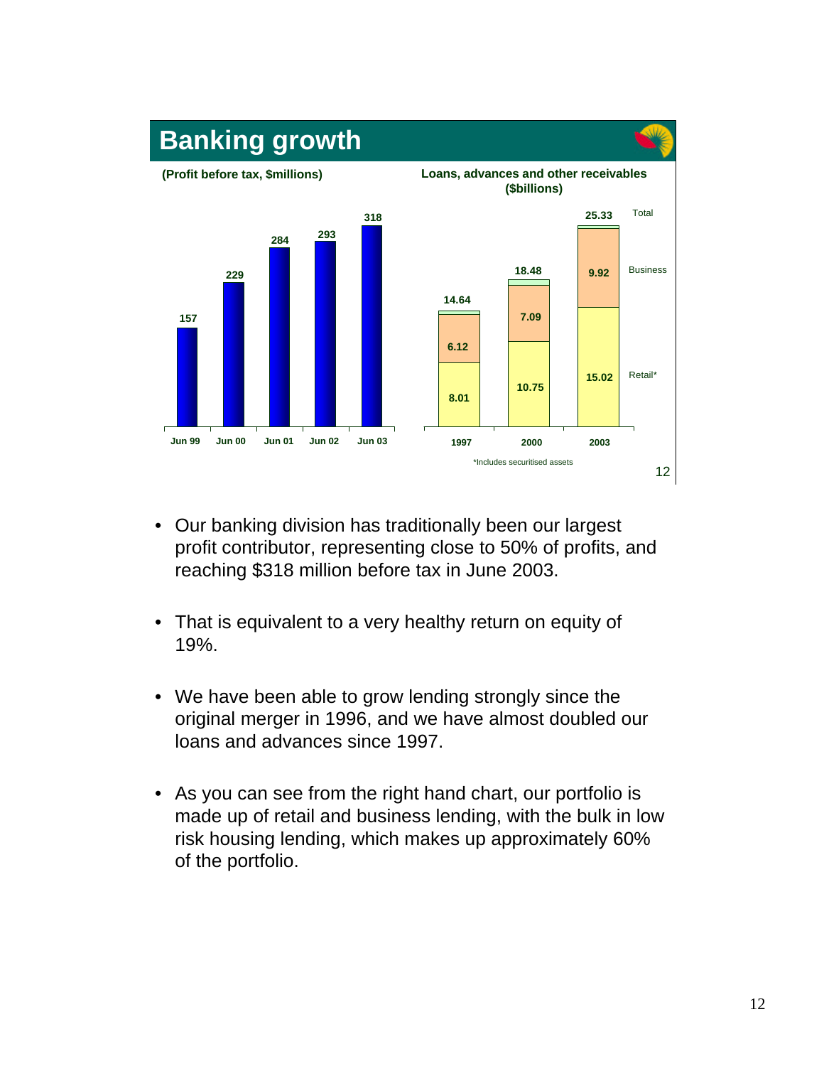## Banking growth

**(Profit before tax, $millions)**

| Jun 99 | Jun 00 | Jun 01 | Jun 02 | Jun 03 |
|---|---|---|---|---|
| 157 | 229 | 284 | 293 | 318 |

**Loans, advances and other receivables ($billions)**

| | 1997 | 2000 | 2003 |
|---|---|---|---|
| Total | 14.64 | 18.48 | 25.33 |
| Business | 6.12 | 7.09 | 9.92 |
| Retail* | 8.01 | 10.75 | 15.02 |

*Includes securitised assets

- Our banking division has traditionally been our largest profit contributor, representing close to 50% of profits, and reaching $318 million before tax in June 2003.

- That is equivalent to a very healthy return on equity of 19%.

- We have been able to grow lending strongly since the original merger in 1996, and we have almost doubled our loans and advances since 1997.

- As you can see from the right hand chart, our portfolio is made up of retail and business lending, with the bulk in low risk housing lending, which makes up approximately 60% of the portfolio.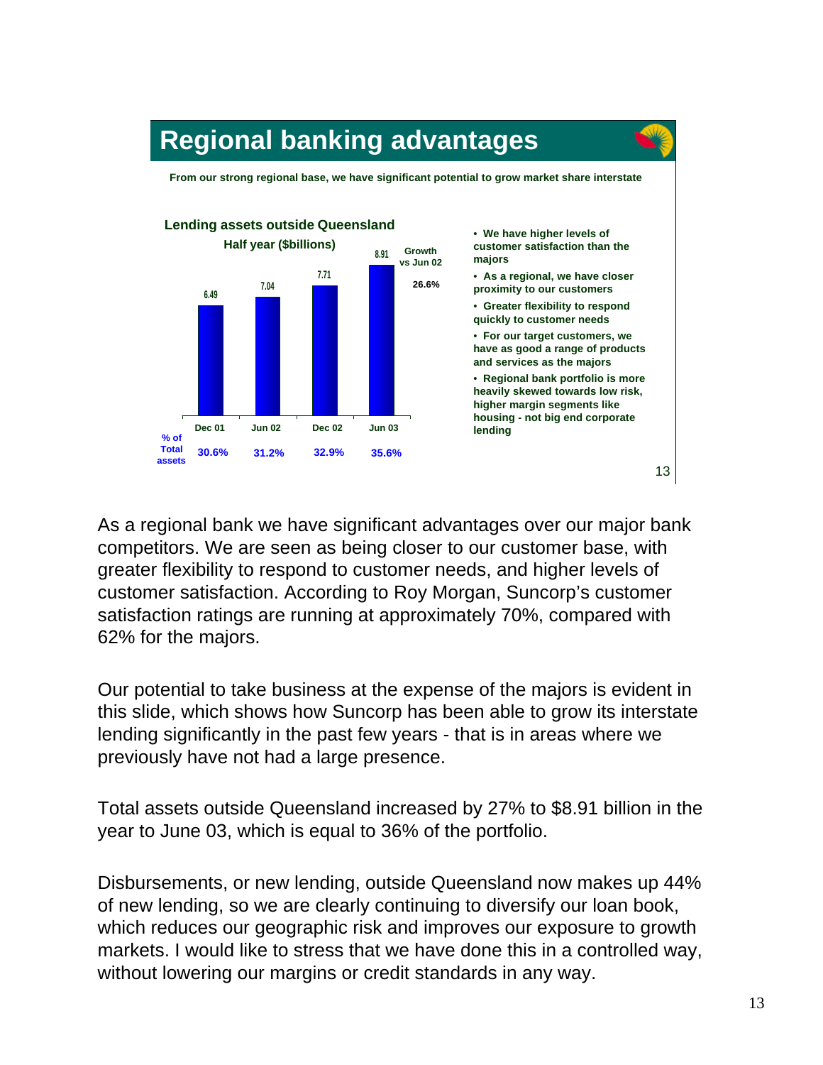## Regional banking advantages

**From our strong regional base, we have significant potential to grow market share interstate**

**Lending assets outside Queensland**
**Half year ($billions)**

| | Dec 01 | Jun 02 | Dec 02 | Jun 03 | Growth vs Jun 02 |
|---|---|---|---|---|---|
| Lending assets ($billions) | 6.49 | 7.04 | 7.71 | 8.91 | 26.6% |
| % of Total assets | 30.6% | 31.2% | 32.9% | 35.6% | |

- We have higher levels of customer satisfaction than the majors
- As a regional, we have closer proximity to our customers
- Greater flexibility to respond quickly to customer needs
- For our target customers, we have as good a range of products and services as the majors
- Regional bank portfolio is more heavily skewed towards low risk, higher margin segments like housing - not big end corporate lending

As a regional bank we have significant advantages over our major bank competitors. We are seen as being closer to our customer base, with greater flexibility to respond to customer needs, and higher levels of customer satisfaction. According to Roy Morgan, Suncorp's customer satisfaction ratings are running at approximately 70%, compared with 62% for the majors.

Our potential to take business at the expense of the majors is evident in this slide, which shows how Suncorp has been able to grow its interstate lending significantly in the past few years - that is in areas where we previously have not had a large presence.

Total assets outside Queensland increased by 27% to $8.91 billion in the year to June 03, which is equal to 36% of the portfolio.

Disbursements, or new lending, outside Queensland now makes up 44% of new lending, so we are clearly continuing to diversify our loan book, which reduces our geographic risk and improves our exposure to growth markets. I would like to stress that we have done this in a controlled way, without lowering our margins or credit standards in any way.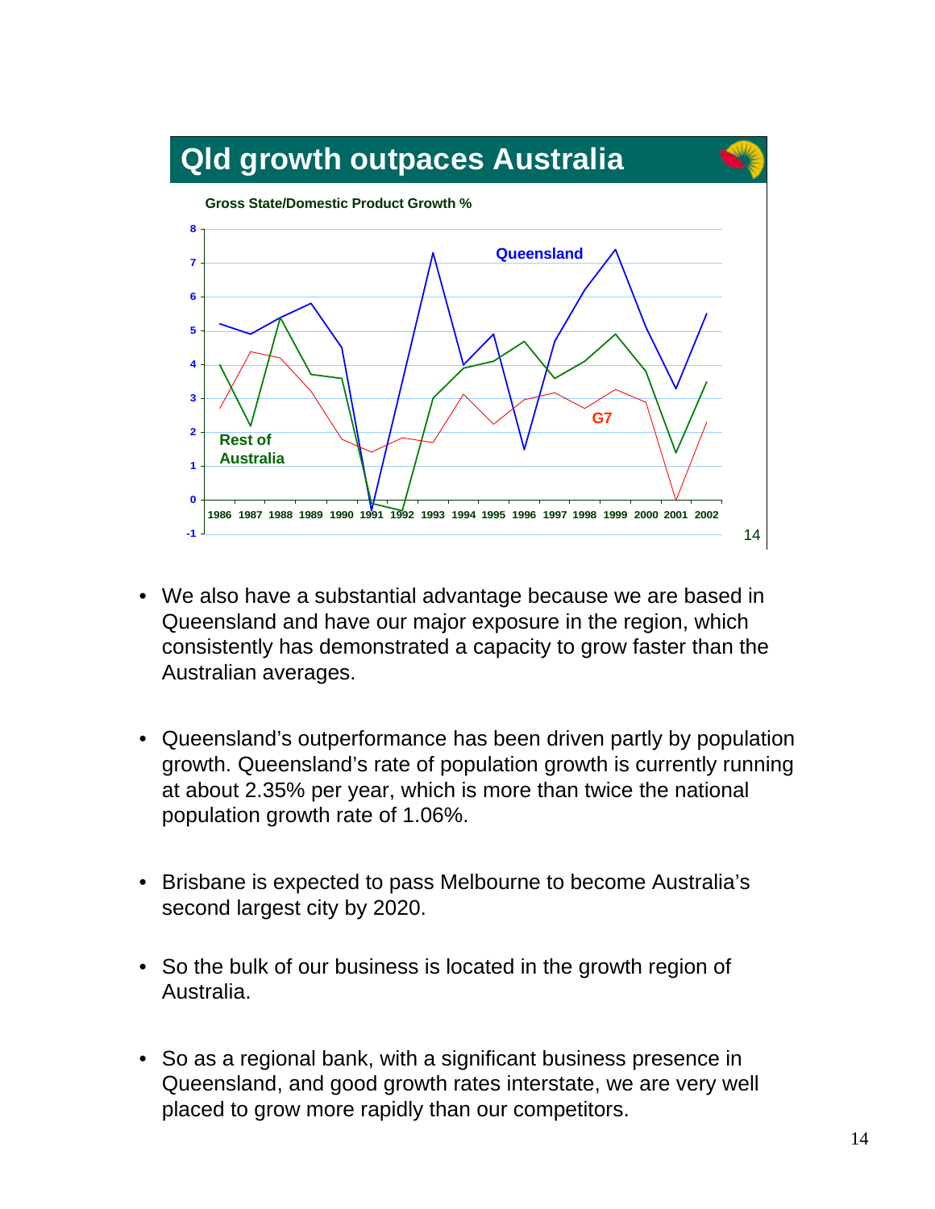## Qld growth outpaces Australia

Gross State/Domestic Product Growth %

- We also have a substantial advantage because we are based in Queensland and have our major exposure in the region, which consistently has demonstrated a capacity to grow faster than the Australian averages.

- Queensland's outperformance has been driven partly by population growth. Queensland's rate of population growth is currently running at about 2.35% per year, which is more than twice the national population growth rate of 1.06%.

- Brisbane is expected to pass Melbourne to become Australia's second largest city by 2020.

- So the bulk of our business is located in the growth region of Australia.

- So as a regional bank, with a significant business presence in Queensland, and good growth rates interstate, we are very well placed to grow more rapidly than our competitors.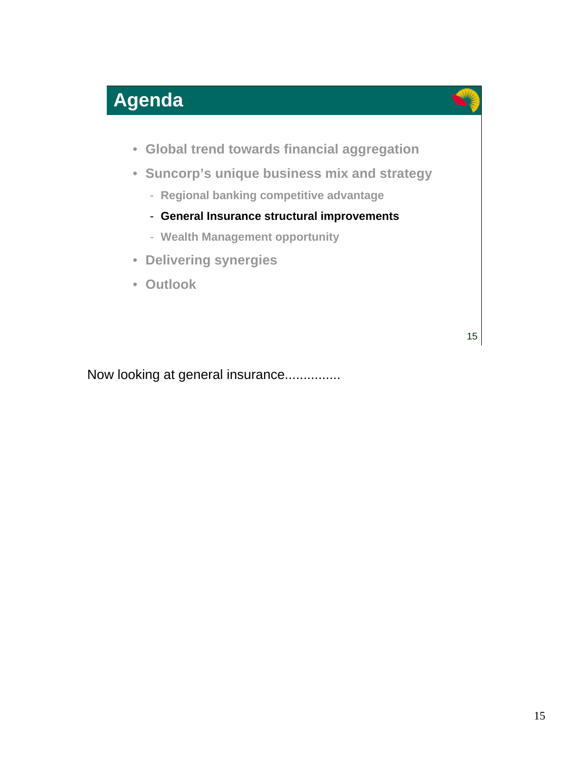## Agenda

- Global trend towards financial aggregation
- Suncorp's unique business mix and strategy
  - Regional banking competitive advantage
  - **General Insurance structural improvements**
  - Wealth Management opportunity
- Delivering synergies
- Outlook

Now looking at general insurance...............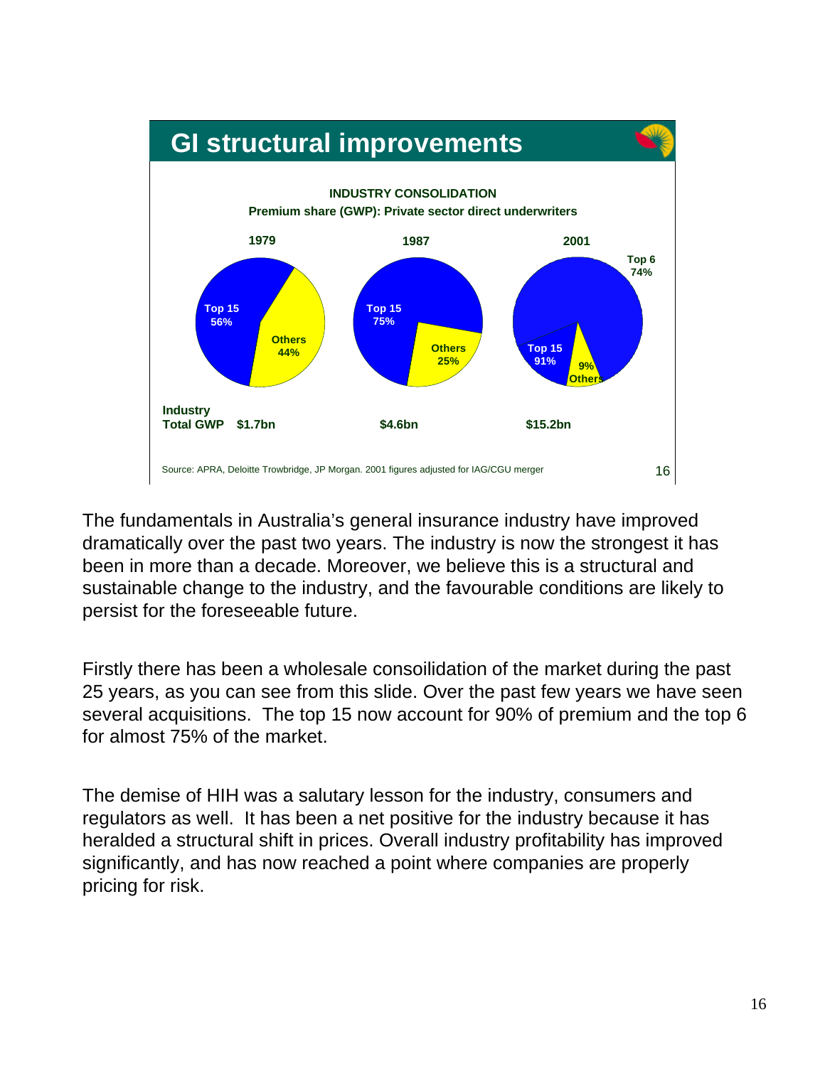## GI structural improvements

**INDUSTRY CONSOLIDATION**

**Premium share (GWP): Private sector direct underwriters**

| | 1979 | 1987 | 2001 |
|---|---|---|---|
| Top 15 | 56% | 75% | 91% |
| Others | 44% | 25% | 9% |
| Top 6 | | | 74% |
| Industry Total GWP | $1.7bn | $4.6bn | $15.2bn |

Source: APRA, Deloitte Trowbridge, JP Morgan. 2001 figures adjusted for IAG/CGU merger

The fundamentals in Australia's general insurance industry have improved dramatically over the past two years. The industry is now the strongest it has been in more than a decade. Moreover, we believe this is a structural and sustainable change to the industry, and the favourable conditions are likely to persist for the foreseeable future.

Firstly there has been a wholesale consoilidation of the market during the past 25 years, as you can see from this slide. Over the past few years we have seen several acquisitions. The top 15 now account for 90% of premium and the top 6 for almost 75% of the market.

The demise of HIH was a salutary lesson for the industry, consumers and regulators as well. It has been a net positive for the industry because it has heralded a structural shift in prices. Overall industry profitability has improved significantly, and has now reached a point where companies are properly pricing for risk.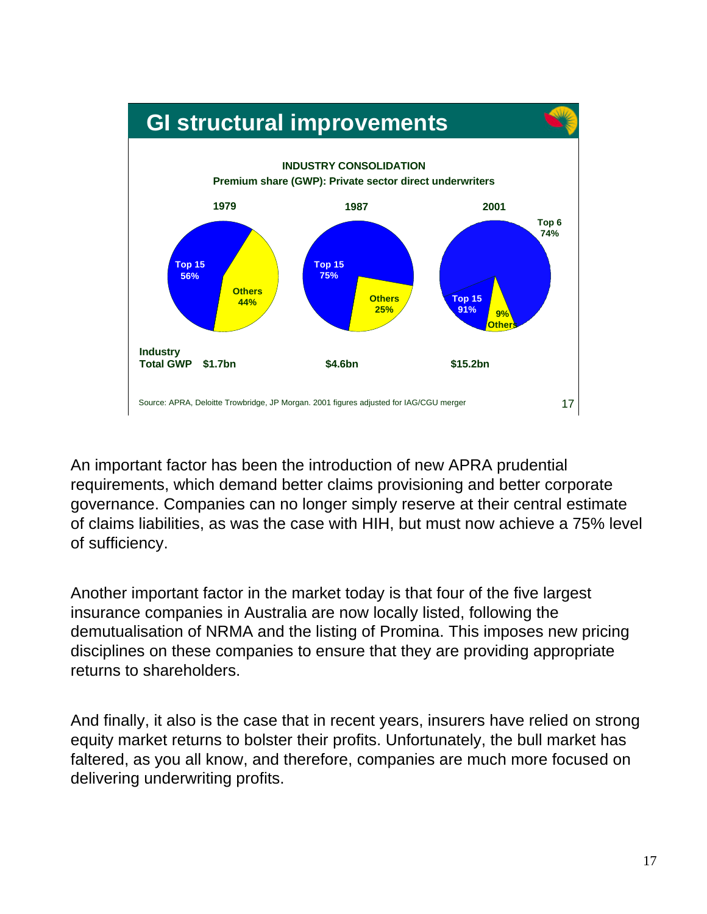## GI structural improvements

**INDUSTRY CONSOLIDATION**

**Premium share (GWP): Private sector direct underwriters**

| | 1979 | 1987 | 2001 |
|---|---|---|---|
| Top 15 | 56% | 75% | 91% |
| Others | 44% | 25% | 9% |
| Top 6 | | | 74% |
| Industry Total GWP | $1.7bn | $4.6bn | $15.2bn |

Source: APRA, Deloitte Trowbridge, JP Morgan. 2001 figures adjusted for IAG/CGU merger

An important factor has been the introduction of new APRA prudential requirements, which demand better claims provisioning and better corporate governance. Companies can no longer simply reserve at their central estimate of claims liabilities, as was the case with HIH, but must now achieve a 75% level of sufficiency.

Another important factor in the market today is that four of the five largest insurance companies in Australia are now locally listed, following the demutualisation of NRMA and the listing of Promina. This imposes new pricing disciplines on these companies to ensure that they are providing appropriate returns to shareholders.

And finally, it also is the case that in recent years, insurers have relied on strong equity market returns to bolster their profits. Unfortunately, the bull market has faltered, as you all know, and therefore, companies are much more focused on delivering underwriting profits.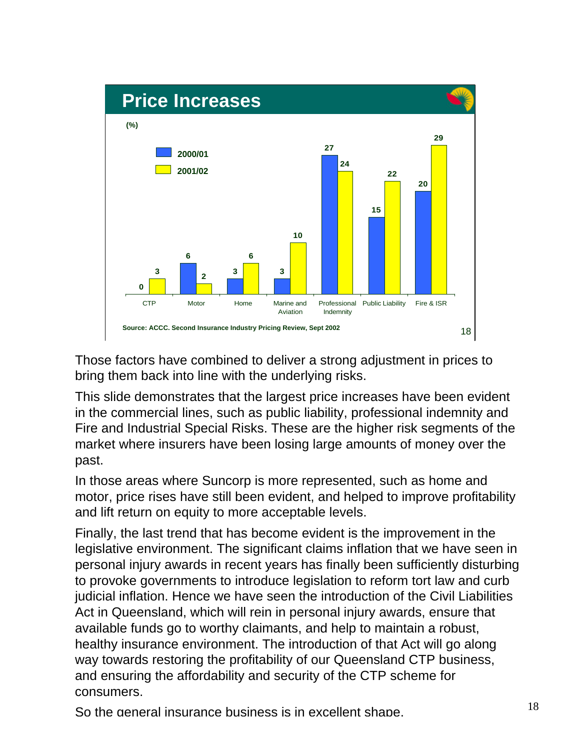## Price Increases

(%)

| | CTP | Motor | Home | Marine and Aviation | Professional Indemnity | Public Liability | Fire & ISR |
|---|---|---|---|---|---|---|---|
| 2000/01 | 0 | 6 | 3 | 3 | 27 | 15 | 20 |
| 2001/02 | 3 | 2 | 6 | 10 | 24 | 22 | 29 |

Source: ACCC. Second Insurance Industry Pricing Review, Sept 2002

Those factors have combined to deliver a strong adjustment in prices to bring them back into line with the underlying risks.

This slide demonstrates that the largest price increases have been evident in the commercial lines, such as public liability, professional indemnity and Fire and Industrial Special Risks. These are the higher risk segments of the market where insurers have been losing large amounts of money over the past.

In those areas where Suncorp is more represented, such as home and motor, price rises have still been evident, and helped to improve profitability and lift return on equity to more acceptable levels.

Finally, the last trend that has become evident is the improvement in the legislative environment. The significant claims inflation that we have seen in personal injury awards in recent years has finally been sufficiently disturbing to provoke governments to introduce legislation to reform tort law and curb judicial inflation. Hence we have seen the introduction of the Civil Liabilities Act in Queensland, which will rein in personal injury awards, ensure that available funds go to worthy claimants, and help to maintain a robust, healthy insurance environment. The introduction of that Act will go along way towards restoring the profitability of our Queensland CTP business, and ensuring the affordability and security of the CTP scheme for consumers.

So the general insurance business is in excellent shape.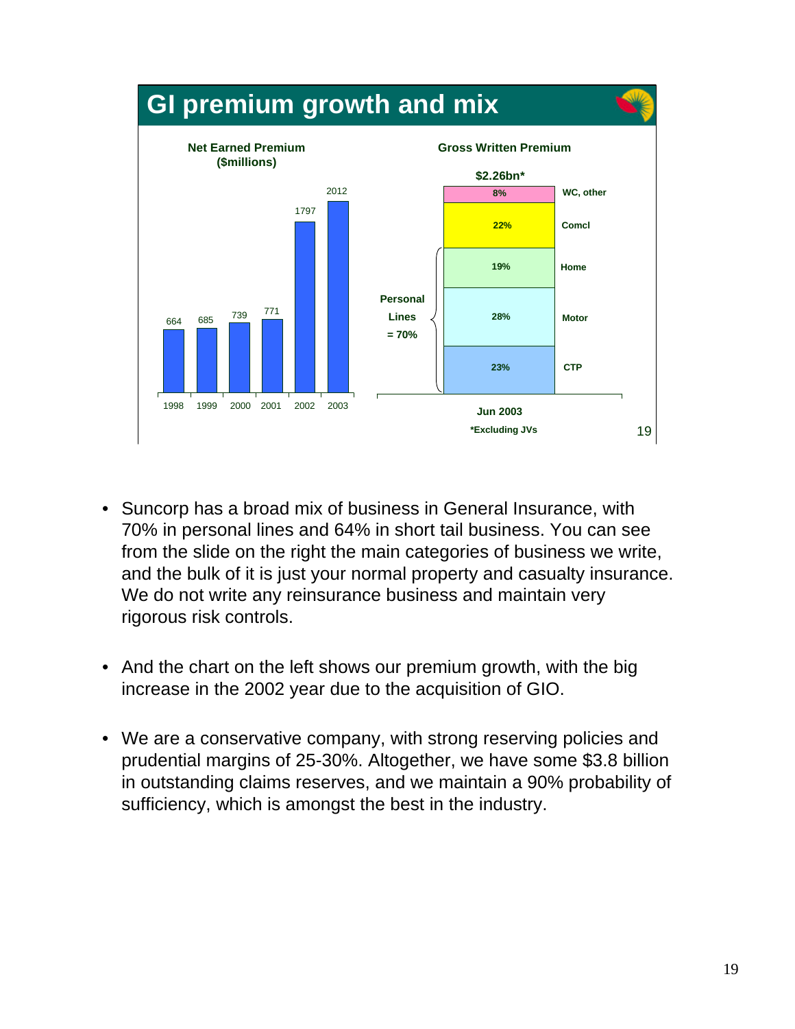## GI premium growth and mix

**Net Earned Premium ($millions)**

| Year | Net Earned Premium |
|---|---|
| 1998 | 664 |
| 1999 | 685 |
| 2000 | 739 |
| 2001 | 771 |
| 2002 | 1797 |
| 2003 | 2012 |

**Gross Written Premium**

**$2.26bn***

| Category | Share |
|---|---|
| WC, other | 8% |
| Comcl | 22% |
| Home | 19% |
| Motor | 28% |
| CTP | 23% |

Personal Lines = 70%

Jun 2003

*Excluding JVs

- Suncorp has a broad mix of business in General Insurance, with 70% in personal lines and 64% in short tail business. You can see from the slide on the right the main categories of business we write, and the bulk of it is just your normal property and casualty insurance. We do not write any reinsurance business and maintain very rigorous risk controls.

- And the chart on the left shows our premium growth, with the big increase in the 2002 year due to the acquisition of GIO.

- We are a conservative company, with strong reserving policies and prudential margins of 25-30%. Altogether, we have some $3.8 billion in outstanding claims reserves, and we maintain a 90% probability of sufficiency, which is amongst the best in the industry.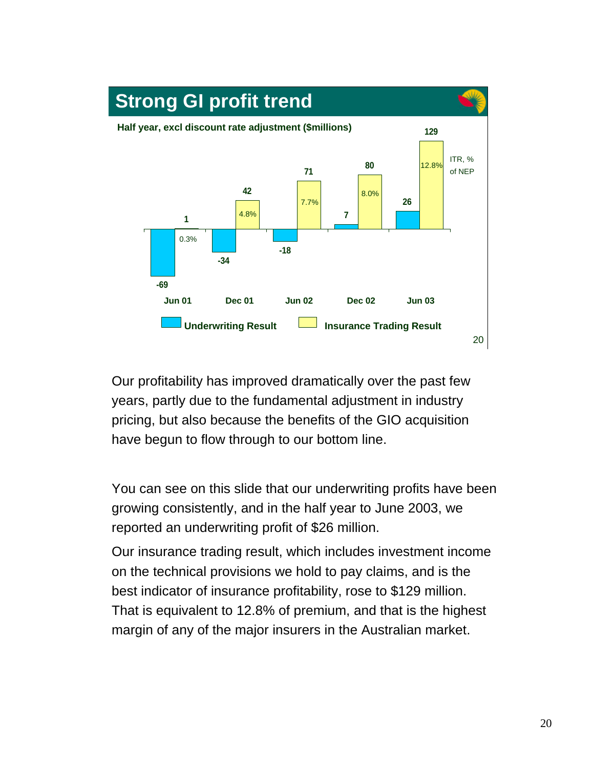## Strong GI profit trend

**Half year, excl discount rate adjustment ($millions)**

| | Jun 01 | Dec 01 | Jun 02 | Dec 02 | Jun 03 |
|---|---|---|---|---|---|
| Underwriting Result | -69 | -34 | -18 | 7 | 26 |
| Insurance Trading Result | 1 | 42 | 71 | 80 | 129 |
| ITR, % of NEP | 0.3% | 4.8% | 7.7% | 8.0% | 12.8% |

Our profitability has improved dramatically over the past few years, partly due to the fundamental adjustment in industry pricing, but also because the benefits of the GIO acquisition have begun to flow through to our bottom line.

You can see on this slide that our underwriting profits have been growing consistently, and in the half year to June 2003, we reported an underwriting profit of $26 million.

Our insurance trading result, which includes investment income on the technical provisions we hold to pay claims, and is the best indicator of insurance profitability, rose to $129 million. That is equivalent to 12.8% of premium, and that is the highest margin of any of the major insurers in the Australian market.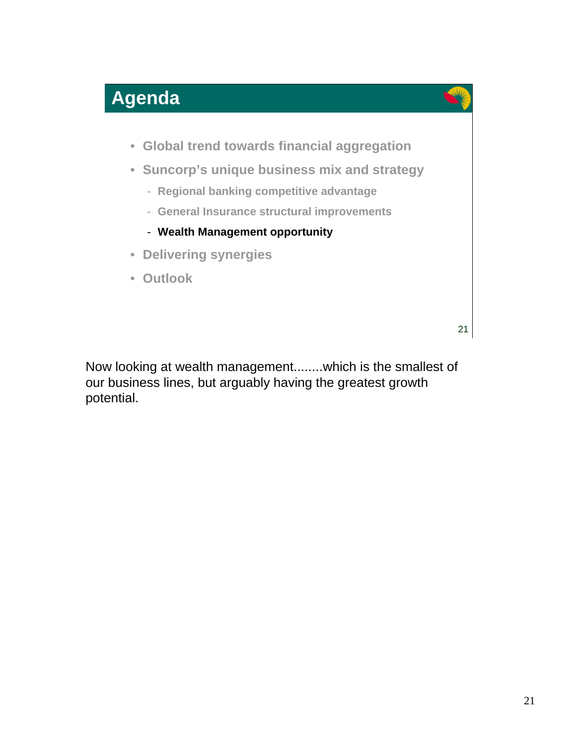## Agenda

- Global trend towards financial aggregation
- Suncorp's unique business mix and strategy
  - Regional banking competitive advantage
  - General Insurance structural improvements
  - **Wealth Management opportunity**
- Delivering synergies
- Outlook

Now looking at wealth management........which is the smallest of our business lines, but arguably having the greatest growth potential.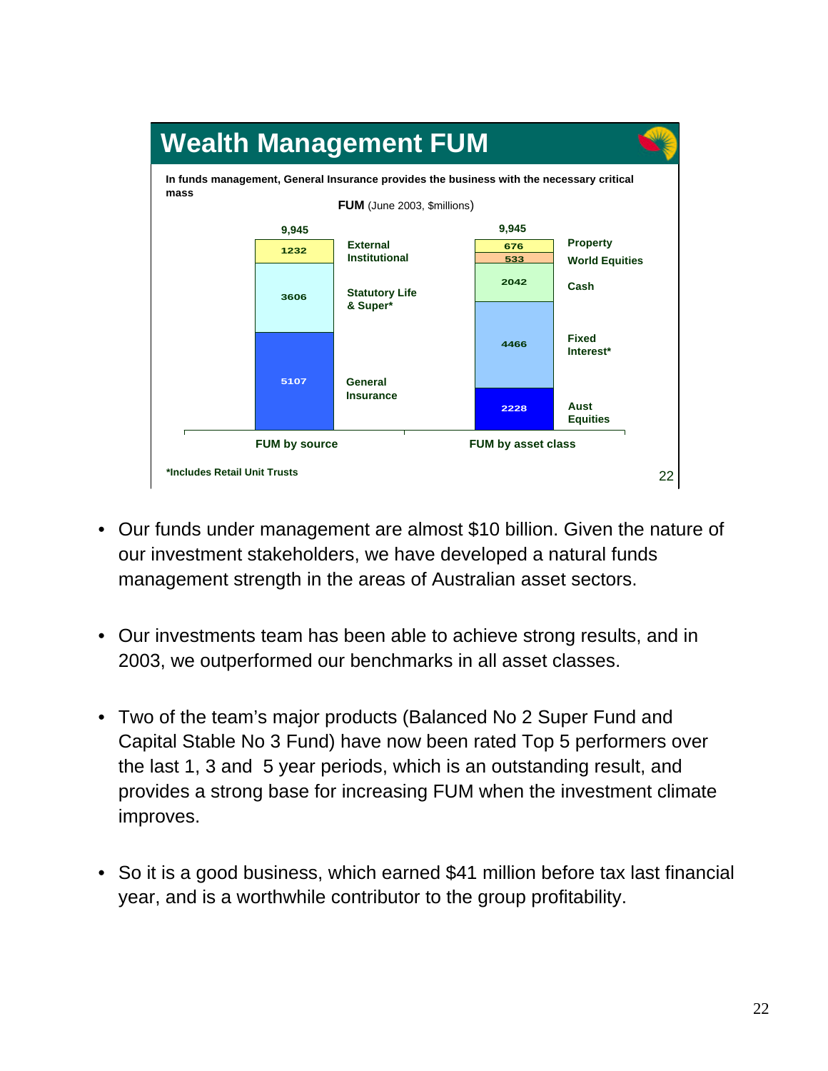## Wealth Management FUM

**In funds management, General Insurance provides the business with the necessary critical mass**

**FUM** (June 2003, $millions)

**FUM by source** (Total: 9,945)

| Source | $m |
|---|---|
| External Institutional | 1232 |
| Statutory Life & Super* | 3606 |
| General Insurance | 5107 |

**FUM by asset class** (Total: 9,945)

| Asset class | $m |
|---|---|
| Property | 676 |
| World Equities | 533 |
| Cash | 2042 |
| Fixed Interest* | 4466 |
| Aust Equities | 2228 |

*Includes Retail Unit Trusts

- Our funds under management are almost $10 billion. Given the nature of our investment stakeholders, we have developed a natural funds management strength in the areas of Australian asset sectors.

- Our investments team has been able to achieve strong results, and in 2003, we outperformed our benchmarks in all asset classes.

- Two of the team's major products (Balanced No 2 Super Fund and Capital Stable No 3 Fund) have now been rated Top 5 performers over the last 1, 3 and 5 year periods, which is an outstanding result, and provides a strong base for increasing FUM when the investment climate improves.

- So it is a good business, which earned $41 million before tax last financial year, and is a worthwhile contributor to the group profitability.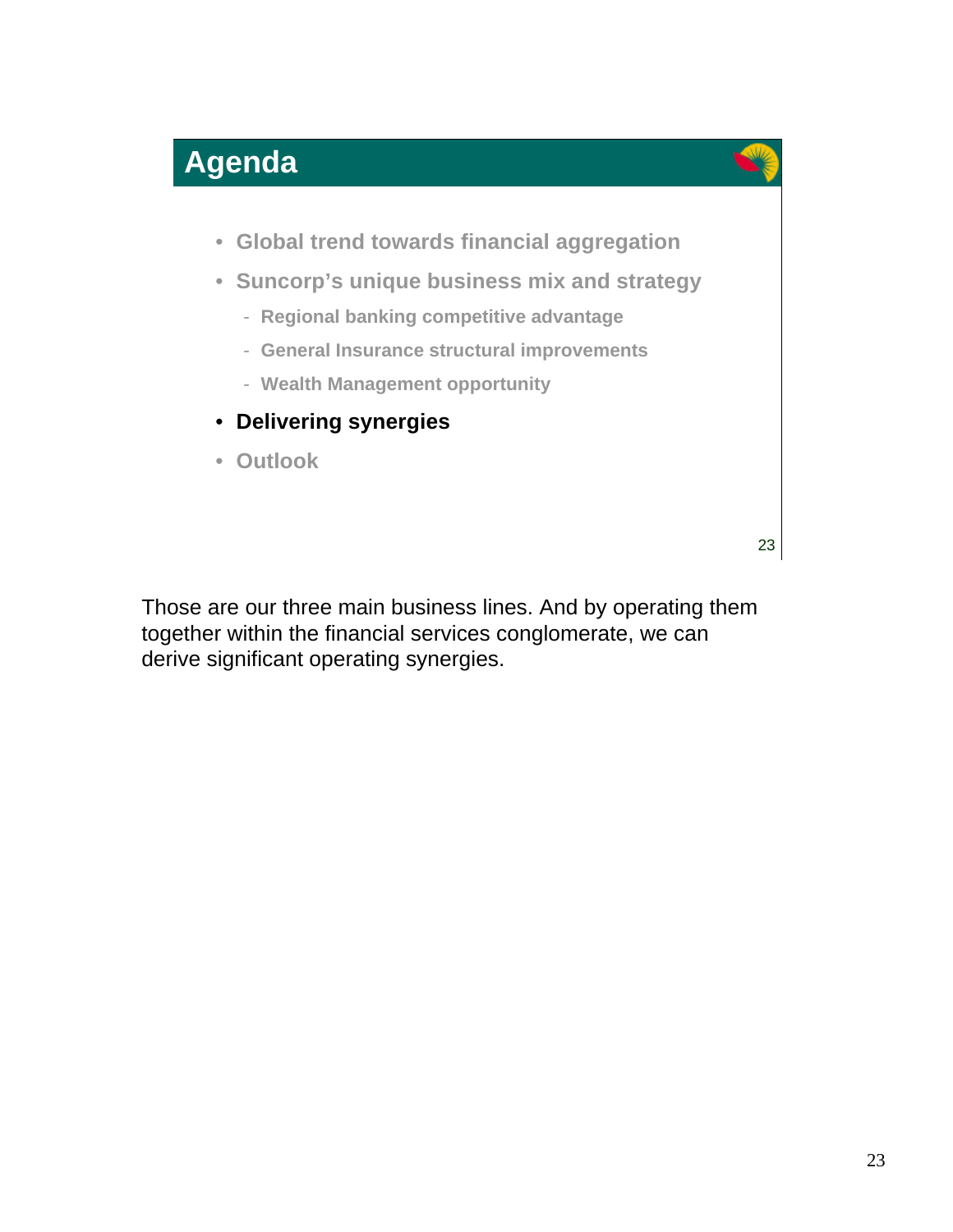## Agenda

- Global trend towards financial aggregation
- Suncorp's unique business mix and strategy
  - Regional banking competitive advantage
  - General Insurance structural improvements
  - Wealth Management opportunity
- **Delivering synergies**
- Outlook

Those are our three main business lines. And by operating them together within the financial services conglomerate, we can derive significant operating synergies.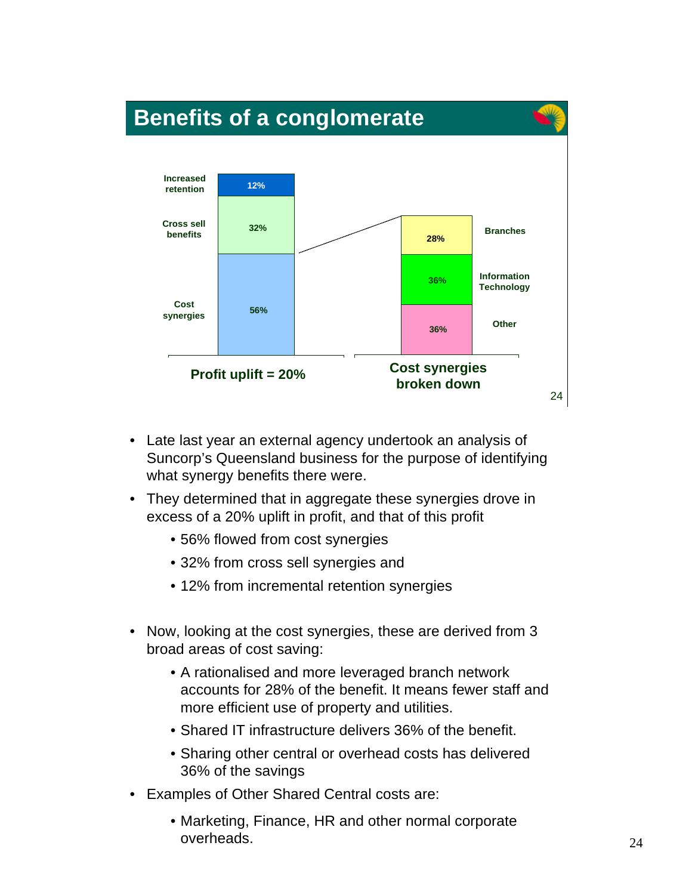## Benefits of a conglomerate

| Profit uplift = 20% | |
|---|---|
| Increased retention | 12% |
| Cross sell benefits | 32% |
| Cost synergies | 56% |

| Cost synergies broken down | |
|---|---|
| Branches | 28% |
| Information Technology | 36% |
| Other | 36% |

- Late last year an external agency undertook an analysis of Suncorp's Queensland business for the purpose of identifying what synergy benefits there were.
- They determined that in aggregate these synergies drove in excess of a 20% uplift in profit, and that of this profit
  - 56% flowed from cost synergies
  - 32% from cross sell synergies and
  - 12% from incremental retention synergies
- Now, looking at the cost synergies, these are derived from 3 broad areas of cost saving:
  - A rationalised and more leveraged branch network accounts for 28% of the benefit. It means fewer staff and more efficient use of property and utilities.
  - Shared IT infrastructure delivers 36% of the benefit.
  - Sharing other central or overhead costs has delivered 36% of the savings
- Examples of Other Shared Central costs are:
  - Marketing, Finance, HR and other normal corporate overheads.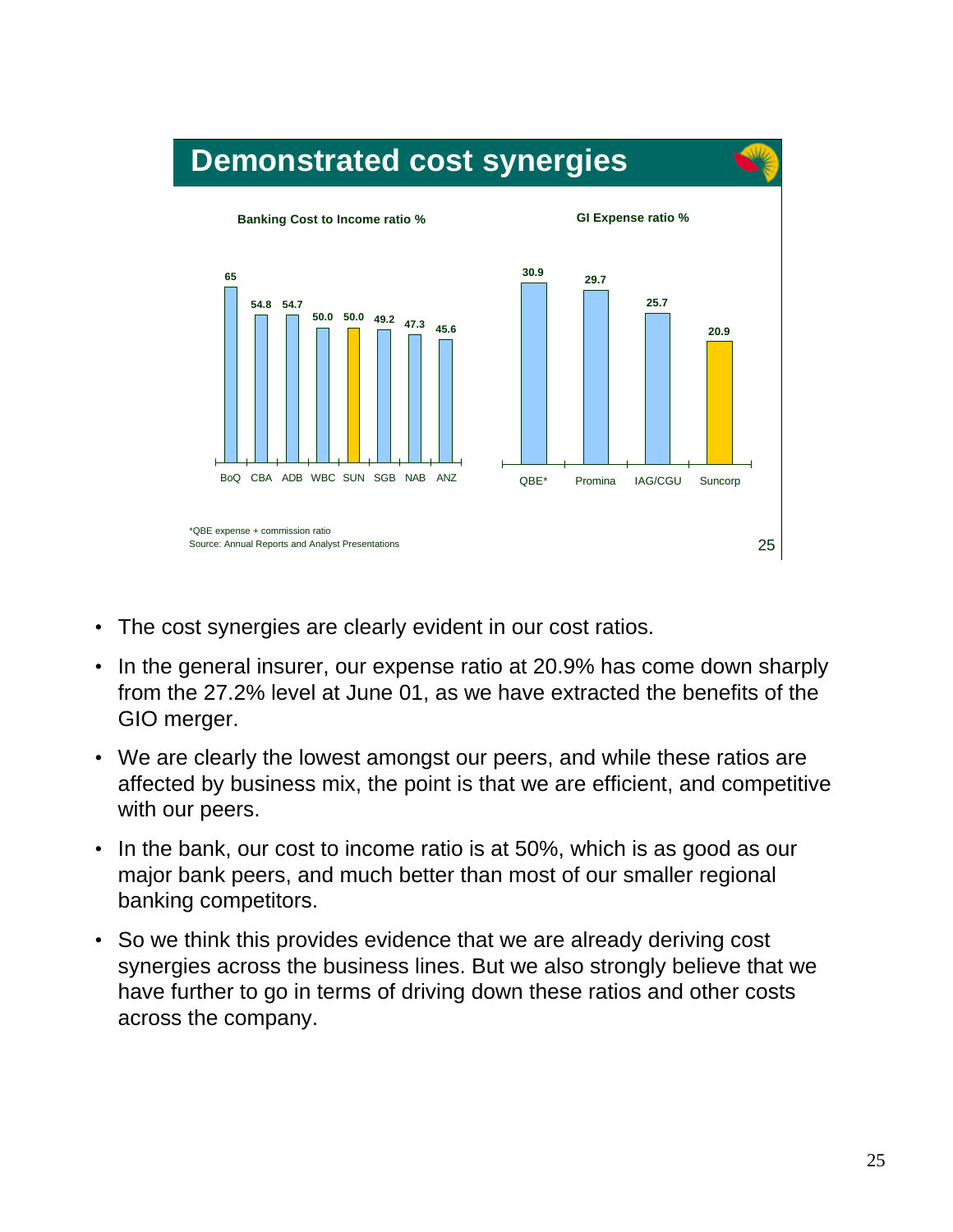## Demonstrated cost synergies

**Banking Cost to Income ratio %**

| BoQ | CBA | ADB | WBC | SUN | SGB | NAB | ANZ |
|---|---|---|---|---|---|---|---|
| 65 | 54.8 | 54.7 | 50.0 | 50.0 | 49.2 | 47.3 | 45.6 |

**GI Expense ratio %**

| QBE* | Promina | IAG/CGU | Suncorp |
|---|---|---|---|
| 30.9 | 29.7 | 25.7 | 20.9 |

*QBE expense + commission ratio
Source: Annual Reports and Analyst Presentations

- The cost synergies are clearly evident in our cost ratios.
- In the general insurer, our expense ratio at 20.9% has come down sharply from the 27.2% level at June 01, as we have extracted the benefits of the GIO merger.
- We are clearly the lowest amongst our peers, and while these ratios are affected by business mix, the point is that we are efficient, and competitive with our peers.
- In the bank, our cost to income ratio is at 50%, which is as good as our major bank peers, and much better than most of our smaller regional banking competitors.
- So we think this provides evidence that we are already deriving cost synergies across the business lines. But we also strongly believe that we have further to go in terms of driving down these ratios and other costs across the company.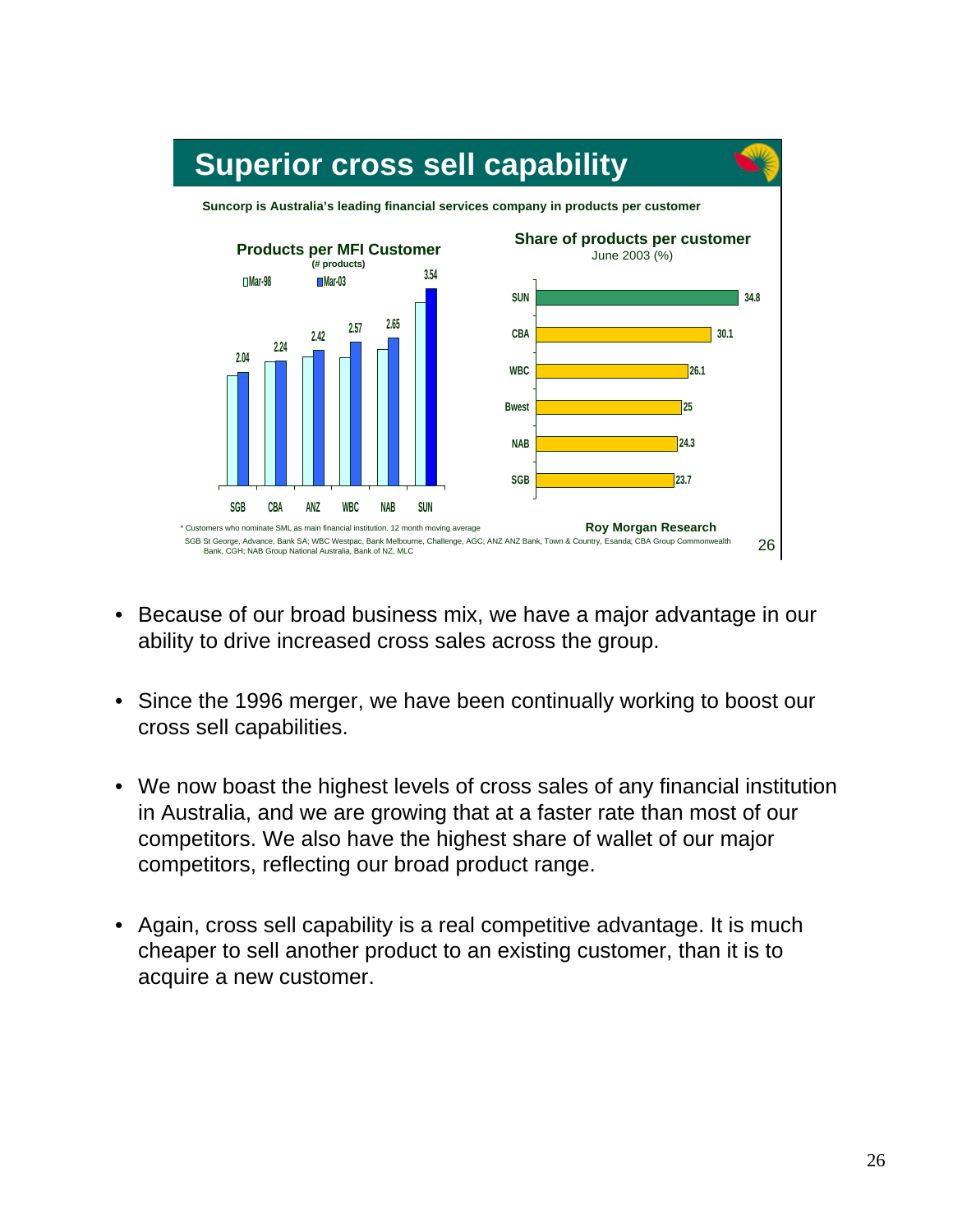## Superior cross sell capability

**Suncorp is Australia's leading financial services company in products per customer**

**Products per MFI Customer**
(# products)

| | Mar-98 | Mar-03 |
|---|---|---|
| SGB | | 2.04 |
| CBA | | 2.24 |
| ANZ | | 2.42 |
| WBC | | 2.57 |
| NAB | | 2.65 |
| SUN | | 3.54 |

**Share of products per customer**
June 2003 (%)

| | % |
|---|---|
| SUN | 34.8 |
| CBA | 30.1 |
| WBC | 26.1 |
| Bwest | 25 |
| NAB | 24.3 |
| SGB | 23.7 |

\* Customers who nominate SML as main financial institution. 12 month moving average

**Roy Morgan Research**

SGB St George, Advance, Bank SA; WBC Westpac, Bank Melbourne, Challenge, AGC; ANZ ANZ Bank, Town & Country, Esanda; CBA Group Commonwealth Bank, CGH; NAB Group National Australia, Bank of NZ, MLC

- Because of our broad business mix, we have a major advantage in our ability to drive increased cross sales across the group.
- Since the 1996 merger, we have been continually working to boost our cross sell capabilities.
- We now boast the highest levels of cross sales of any financial institution in Australia, and we are growing that at a faster rate than most of our competitors. We also have the highest share of wallet of our major competitors, reflecting our broad product range.
- Again, cross sell capability is a real competitive advantage. It is much cheaper to sell another product to an existing customer, than it is to acquire a new customer.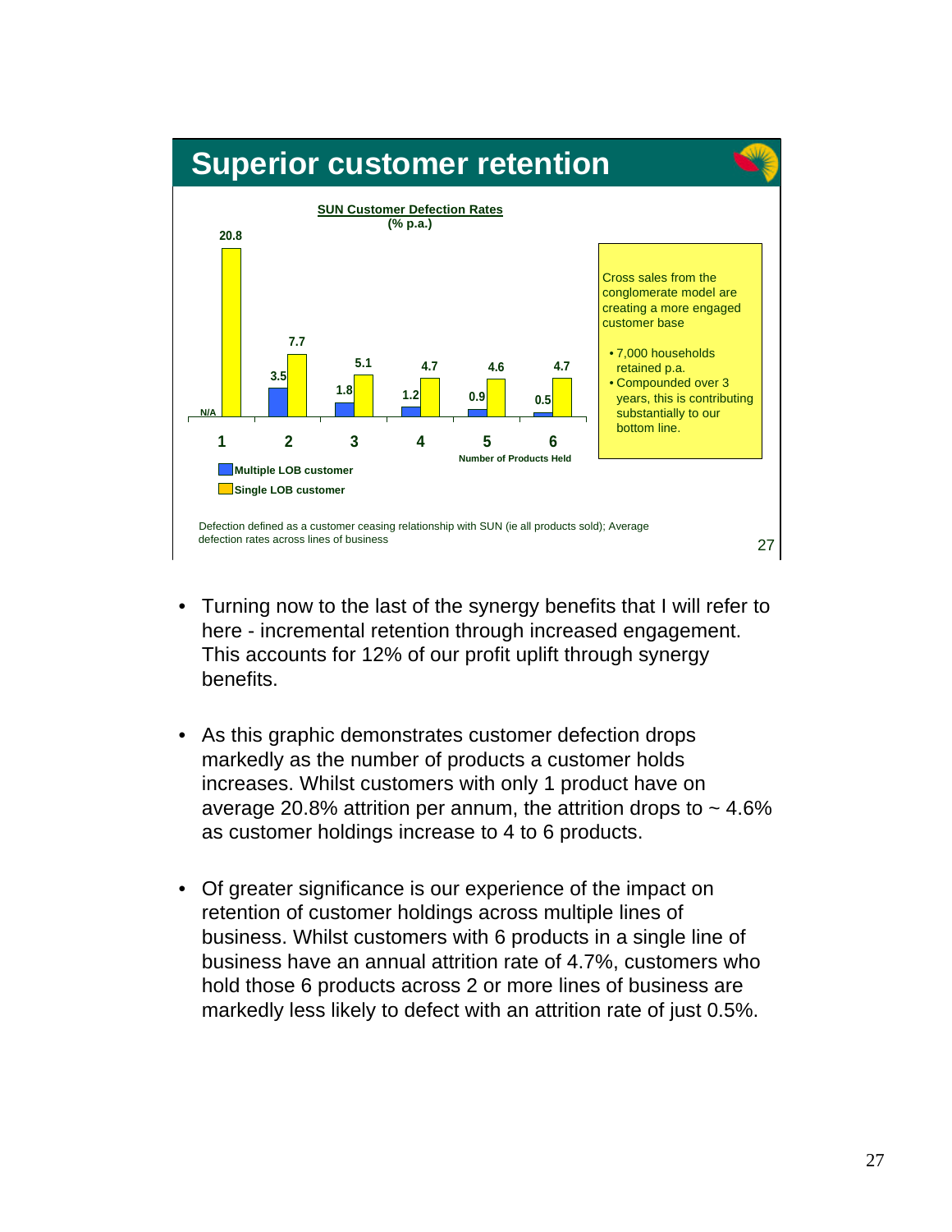## Superior customer retention

**SUN Customer Defection Rates (% p.a.)**

| Number of Products Held | Multiple LOB customer | Single LOB customer |
|---|---|---|
| 1 | N/A | 20.8 |
| 2 | 3.5 | 7.7 |
| 3 | 1.8 | 5.1 |
| 4 | 1.2 | 4.7 |
| 5 | 0.9 | 4.6 |
| 6 | 0.5 | 4.7 |

Cross sales from the conglomerate model are creating a more engaged customer base

- 7,000 households retained p.a.
- Compounded over 3 years, this is contributing substantially to our bottom line.

Defection defined as a customer ceasing relationship with SUN (ie all products sold); Average defection rates across lines of business

- Turning now to the last of the synergy benefits that I will refer to here - incremental retention through increased engagement. This accounts for 12% of our profit uplift through synergy benefits.

- As this graphic demonstrates customer defection drops markedly as the number of products a customer holds increases. Whilst customers with only 1 product have on average 20.8% attrition per annum, the attrition drops to ~ 4.6% as customer holdings increase to 4 to 6 products.

- Of greater significance is our experience of the impact on retention of customer holdings across multiple lines of business. Whilst customers with 6 products in a single line of business have an annual attrition rate of 4.7%, customers who hold those 6 products across 2 or more lines of business are markedly less likely to defect with an attrition rate of just 0.5%.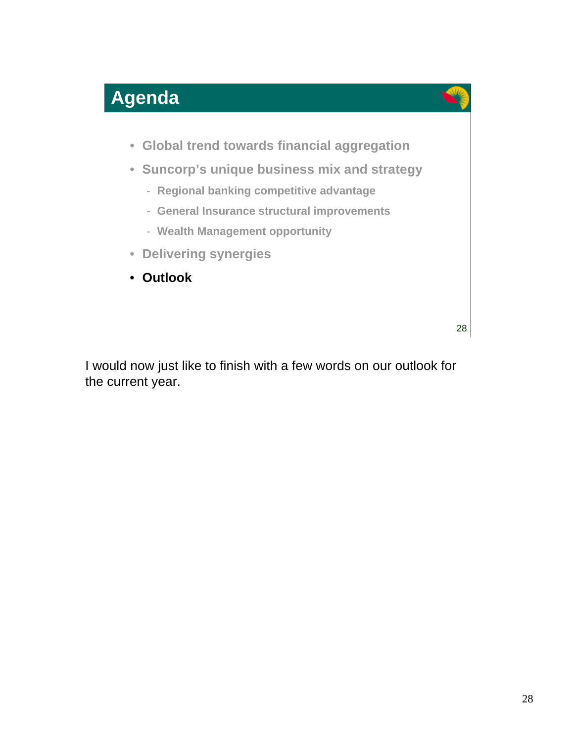## Agenda

- Global trend towards financial aggregation
- Suncorp's unique business mix and strategy
  - Regional banking competitive advantage
  - General Insurance structural improvements
  - Wealth Management opportunity
- Delivering synergies
- **Outlook**

I would now just like to finish with a few words on our outlook for the current year.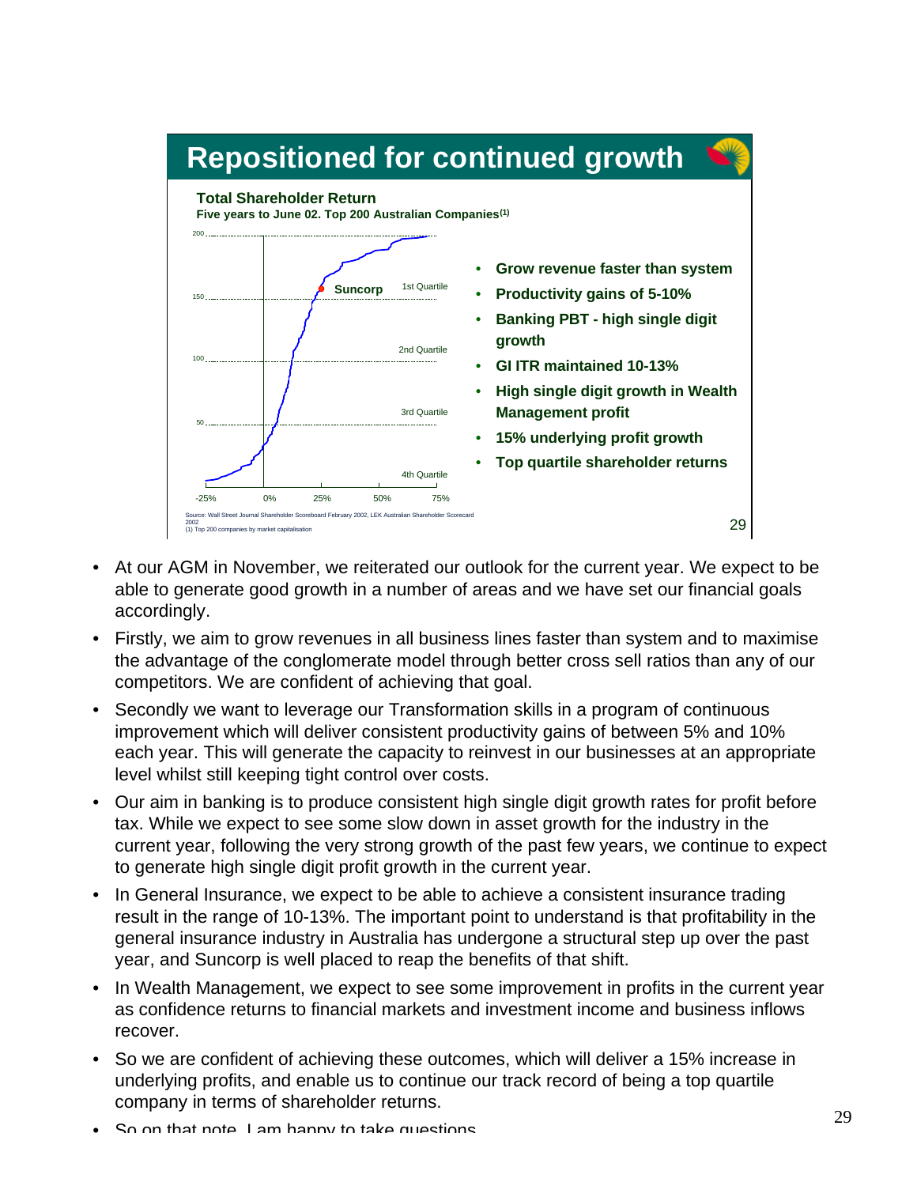## Repositioned for continued growth

**Total Shareholder Return**

**Five years to June 02. Top 200 Australian Companies(1)**

| Quartile | TSR range |
|---|---|
| 1st Quartile | 150–200 |
| 2nd Quartile | 100–150 |
| 3rd Quartile | 50–100 |
| 4th Quartile | 0–50 |

Suncorp: 1st Quartile

X-axis: -25%, 0%, 25%, 50%, 75%

- **Grow revenue faster than system**
- **Productivity gains of 5-10%**
- **Banking PBT - high single digit growth**
- **GI ITR maintained 10-13%**
- **High single digit growth in Wealth Management profit**
- **15% underlying profit growth**
- **Top quartile shareholder returns**

Source: Wall Street Journal Shareholder Scoreboard February 2002, LEK Australian Shareholder Scorecard 2002
(1) Top 200 companies by market capitalisation

- At our AGM in November, we reiterated our outlook for the current year. We expect to be able to generate good growth in a number of areas and we have set our financial goals accordingly.
- Firstly, we aim to grow revenues in all business lines faster than system and to maximise the advantage of the conglomerate model through better cross sell ratios than any of our competitors. We are confident of achieving that goal.
- Secondly we want to leverage our Transformation skills in a program of continuous improvement which will deliver consistent productivity gains of between 5% and 10% each year. This will generate the capacity to reinvest in our businesses at an appropriate level whilst still keeping tight control over costs.
- Our aim in banking is to produce consistent high single digit growth rates for profit before tax. While we expect to see some slow down in asset growth for the industry in the current year, following the very strong growth of the past few years, we continue to expect to generate high single digit profit growth in the current year.
- In General Insurance, we expect to be able to achieve a consistent insurance trading result in the range of 10-13%. The important point to understand is that profitability in the general insurance industry in Australia has undergone a structural step up over the past year, and Suncorp is well placed to reap the benefits of that shift.
- In Wealth Management, we expect to see some improvement in profits in the current year as confidence returns to financial markets and investment income and business inflows recover.
- So we are confident of achieving these outcomes, which will deliver a 15% increase in underlying profits, and enable us to continue our track record of being a top quartile company in terms of shareholder returns.
- So on that note, I am happy to take questions.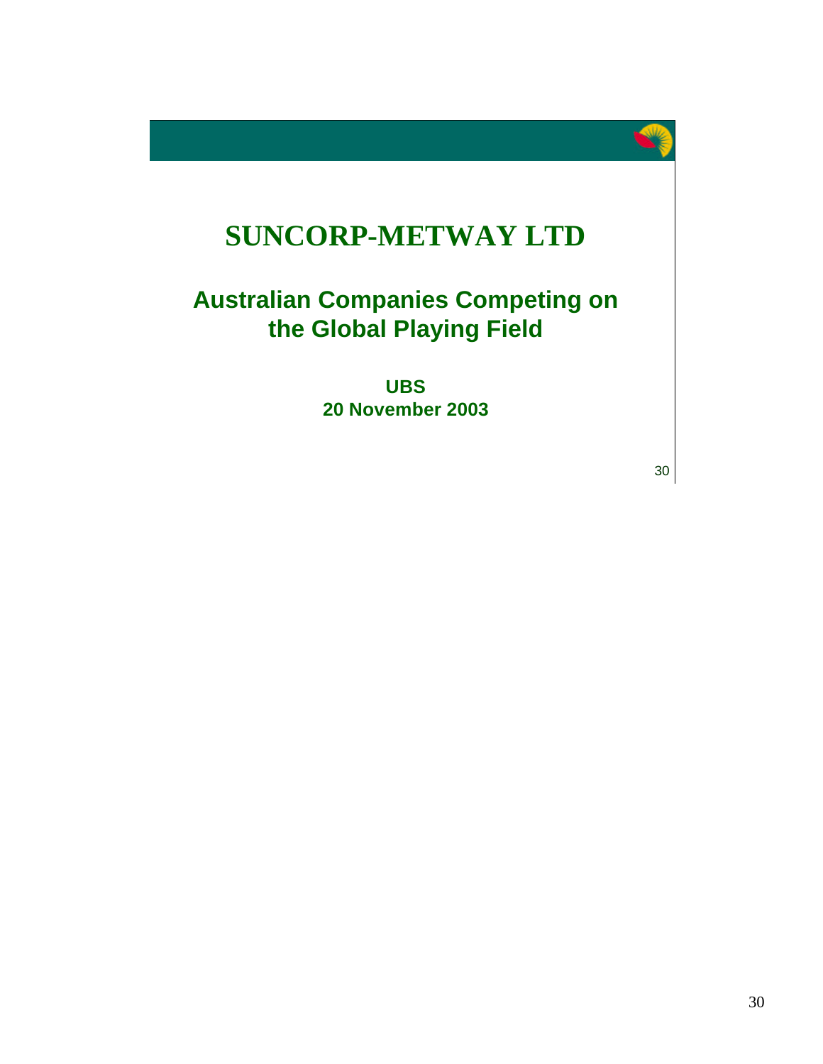# SUNCORP-METWAY LTD

## Australian Companies Competing on the Global Playing Field

**UBS**
**20 November 2003**